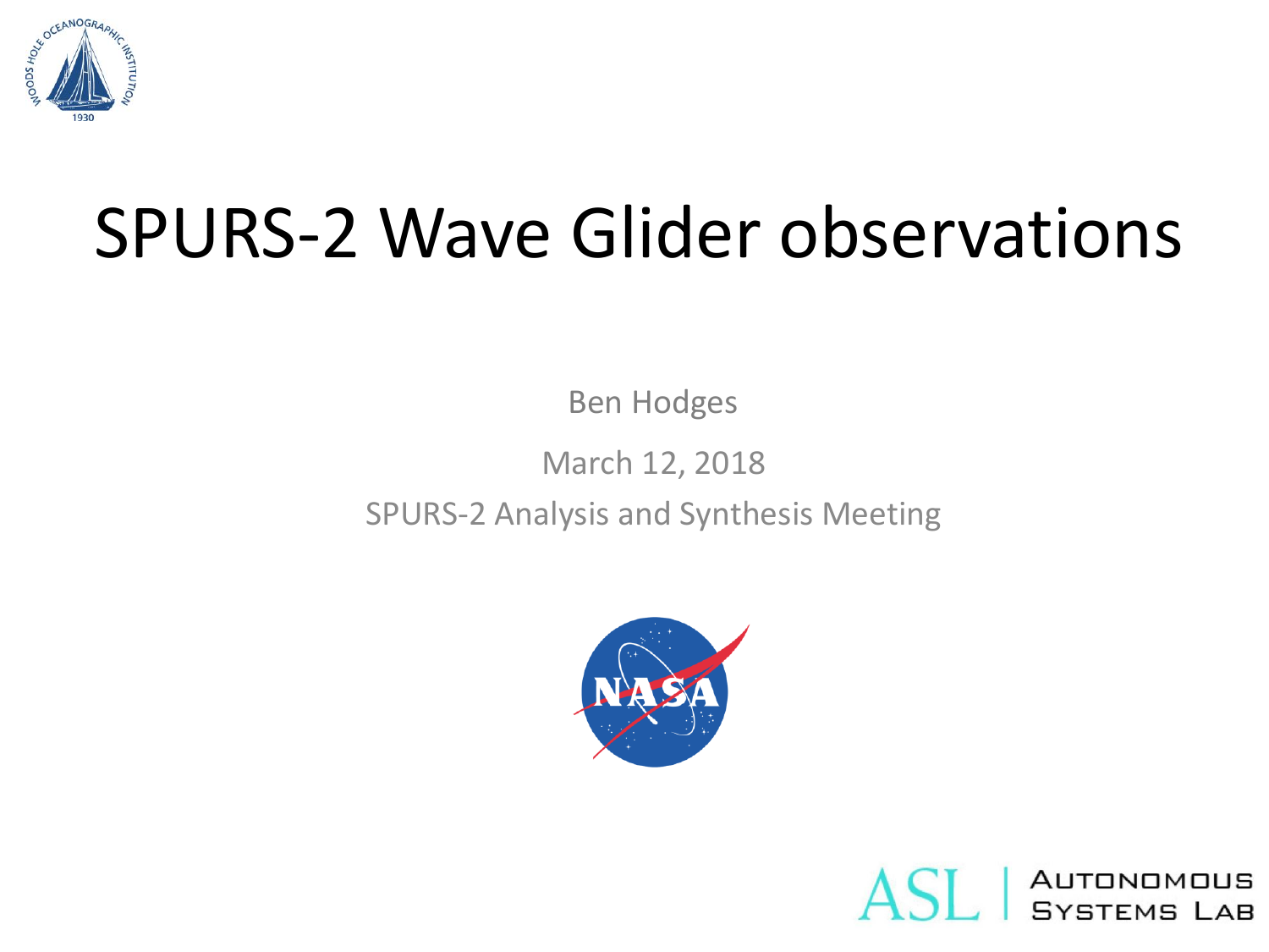# SPURS-2 Wave Glider observations

Ben Hodges

March 12, 2018

SPURS-2 Analysis and Synthesis Meeting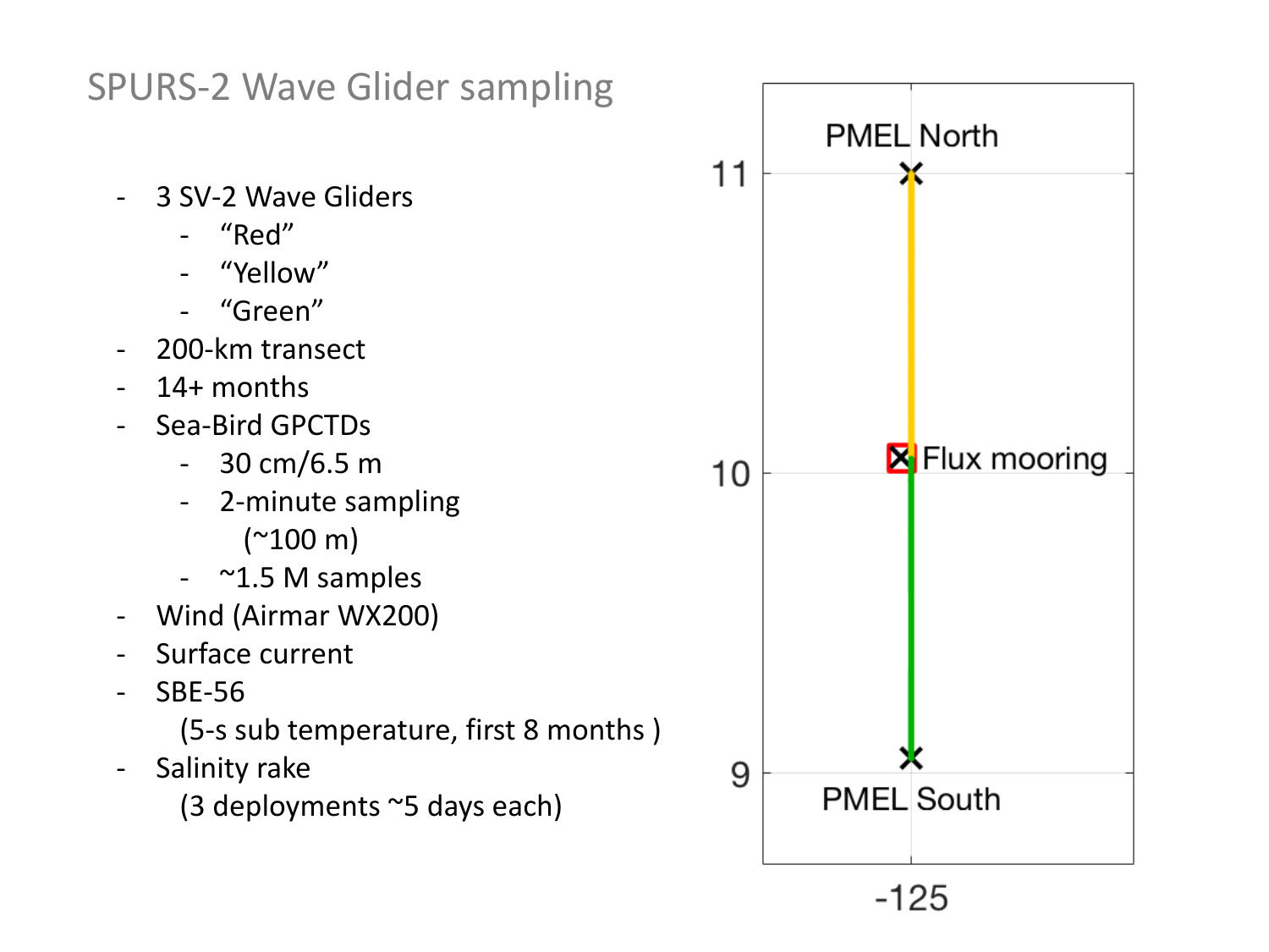# SPURS-2 Wave Glider sampling

- 3 SV-2 Wave Gliders
  - "Red"
  - "Yellow"
  - "Green"
- 200-km transect
- 14+ months
- Sea-Bird GPCTDs
  - 30 cm/6.5 m
  - 2-minute sampling (~100 m)
  - ~1.5 M samples
- Wind (Airmar WX200)
- Surface current
- SBE-56 (5-s sub temperature, first 8 months )
- Salinity rake (3 deployments ~5 days each)

PMEL North

Flux mooring

PMEL South

11

10

9

-125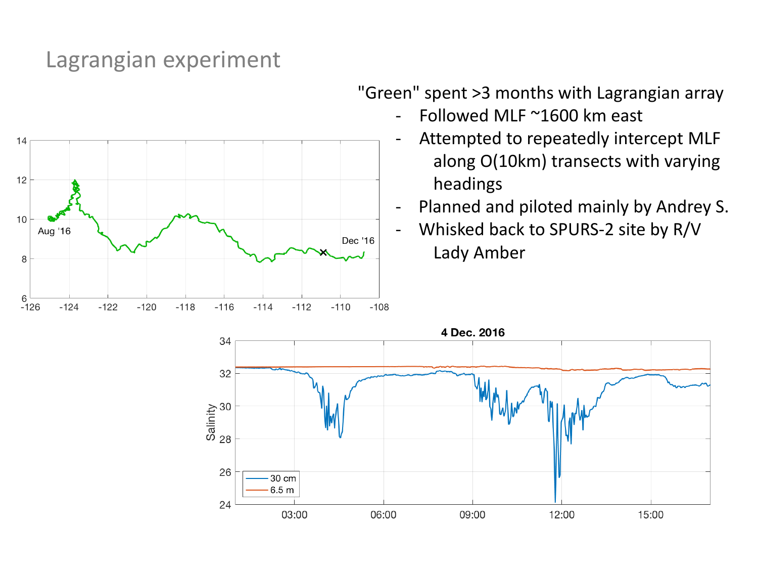# Lagrangian experiment

"Green" spent >3 months with Lagrangian array

- Followed MLF ~1600 km east
- Attempted to repeatedly intercept MLF along O(10km) transects with varying headings
- Planned and piloted mainly by Andrey S.
- Whisked back to SPURS-2 site by R/V Lady Amber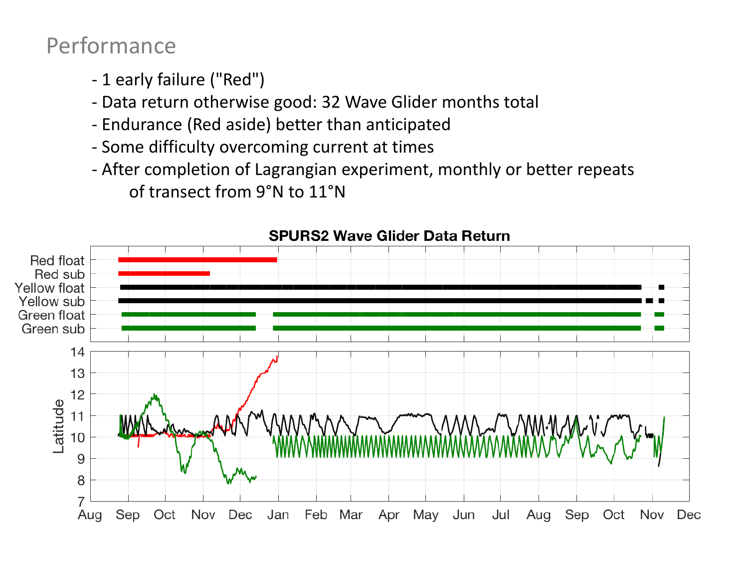# Performance

- 1 early failure ("Red")
- Data return otherwise good: 32 Wave Glider months total
- Endurance (Red aside) better than anticipated
- Some difficulty overcoming current at times
- After completion of Lagrangian experiment, monthly or better repeats of transect from 9°N to 11°N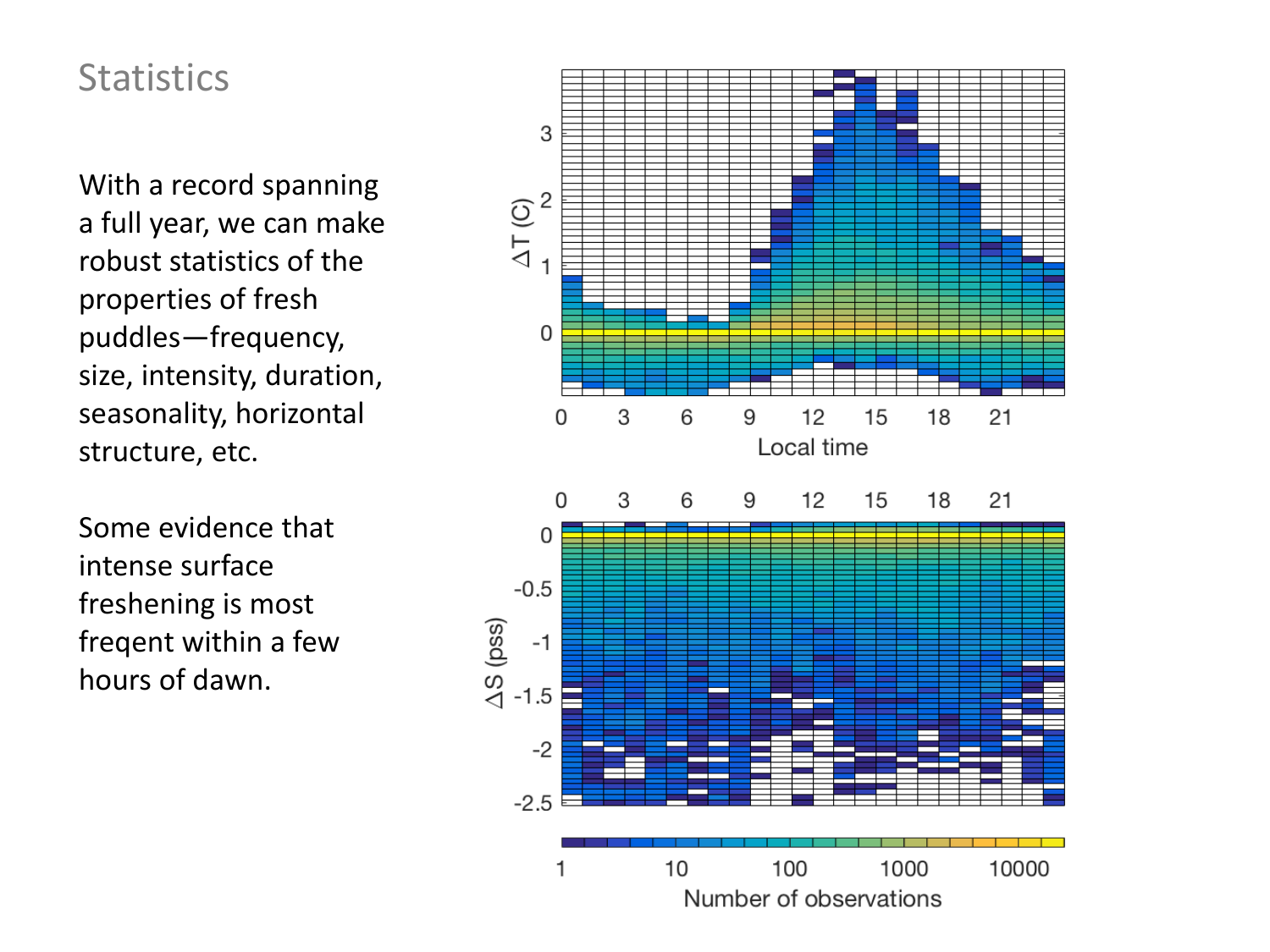# Statistics

With a record spanning a full year, we can make robust statistics of the properties of fresh puddles—frequency, size, intensity, duration, seasonality, horizontal structure, etc.

Some evidence that intense surface freshening is most freqent within a few hours of dawn.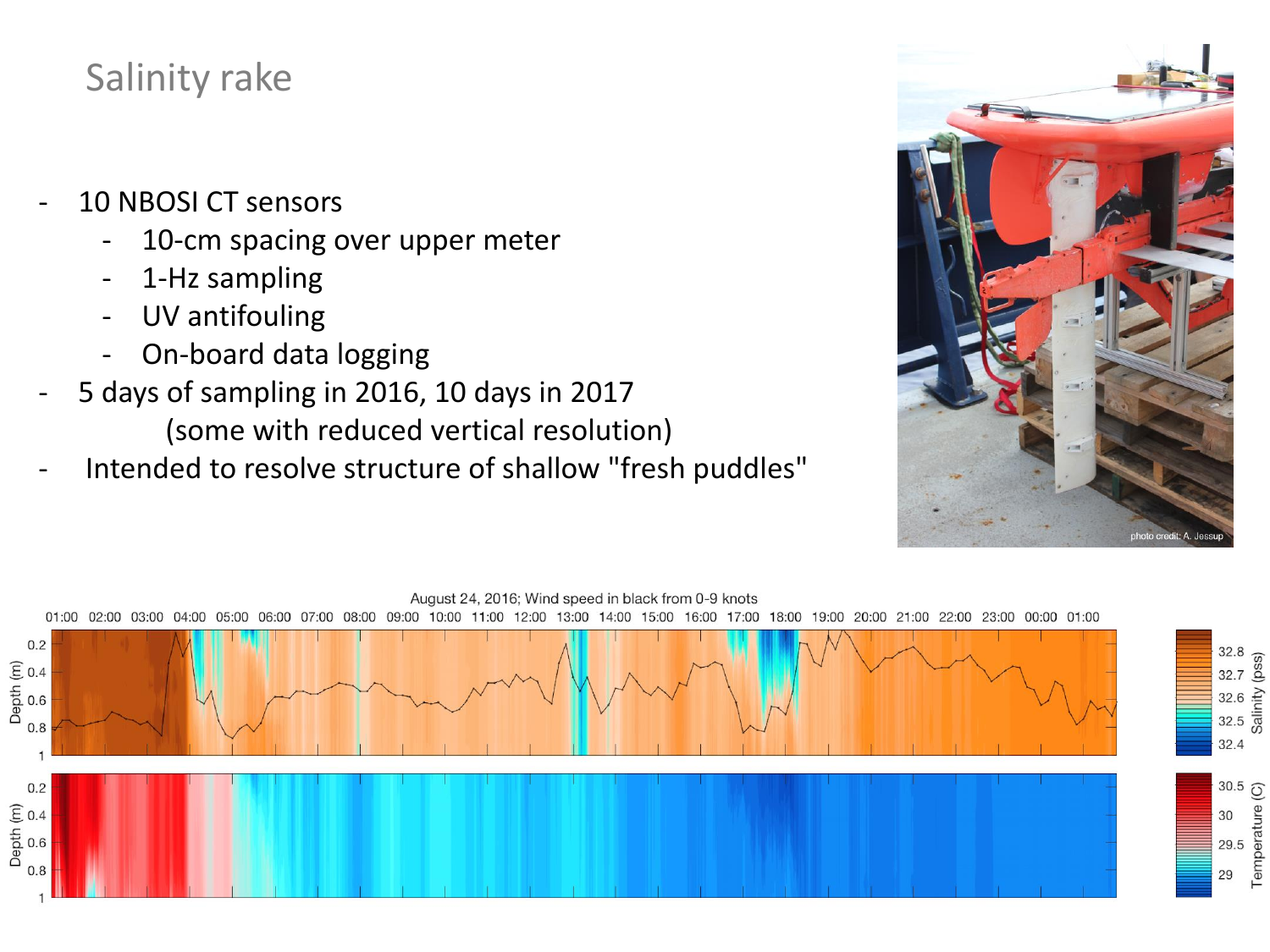# Salinity rake

- 10 NBOSI CT sensors
  - 10-cm spacing over upper meter
  - 1-Hz sampling
  - UV antifouling
  - On-board data logging
- 5 days of sampling in 2016, 10 days in 2017
  (some with reduced vertical resolution)
- Intended to resolve structure of shallow "fresh puddles"

photo credit: A. Jessup

August 24, 2016; Wind speed in black from 0-9 knots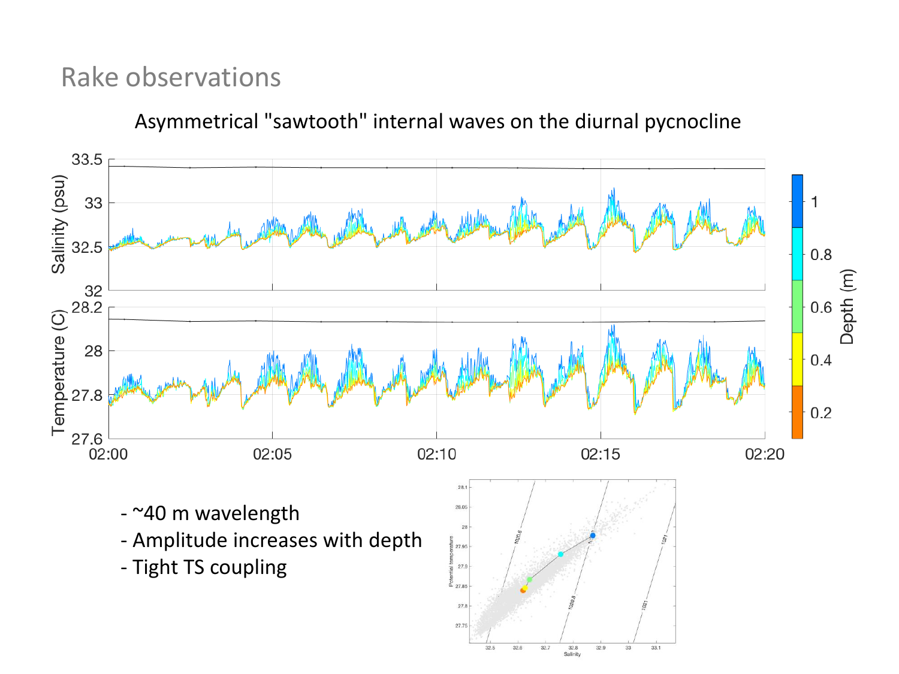# Rake observations

Asymmetrical "sawtooth" internal waves on the diurnal pycnocline

Salinity (psu)
33.5
33
32.5
32

Temperature (C)
28.2
28
27.8
27.6

02:00
02:05
02:10
02:15
02:20

Depth (m)
1
0.8
0.6
0.4
0.2

- ~40 m wavelength
- Amplitude increases with depth
- Tight TS coupling

Potential temperature
28.1
28.05
28
27.95
27.9
27.85
27.8
27.75

Salinity
32.5
32.6
32.7
32.8
32.9
33
33.1

1020.6
1020.8
1021